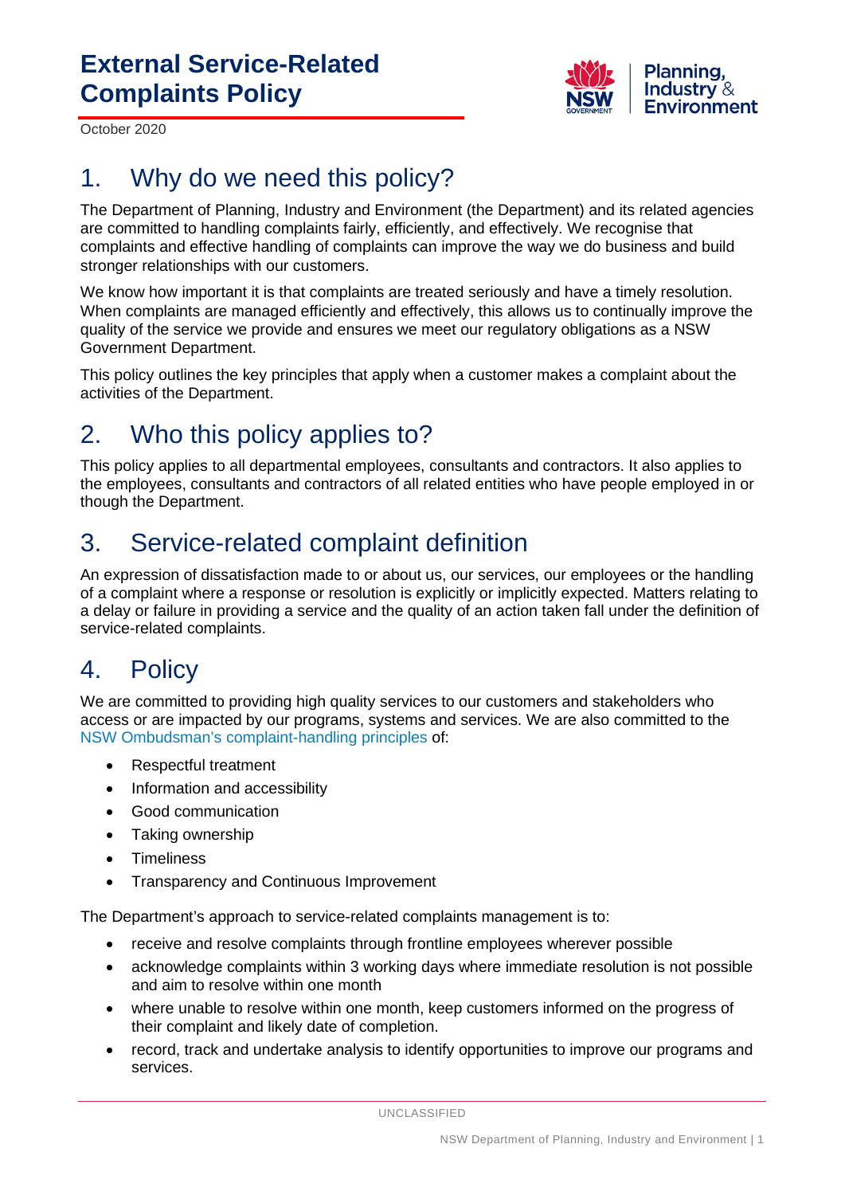# External Service-Related Complaints Policy

October 2020

## 1. Why do we need this policy?

The Department of Planning, Industry and Environment (the Department) and its related agencies are committed to handling complaints fairly, efficiently, and effectively. We recognise that complaints and effective handling of complaints can improve the way we do business and build stronger relationships with our customers.

We know how important it is that complaints are treated seriously and have a timely resolution. When complaints are managed efficiently and effectively, this allows us to continually improve the quality of the service we provide and ensures we meet our regulatory obligations as a NSW Government Department.

This policy outlines the key principles that apply when a customer makes a complaint about the activities of the Department.

## 2. Who this policy applies to?

This policy applies to all departmental employees, consultants and contractors. It also applies to the employees, consultants and contractors of all related entities who have people employed in or though the Department.

## 3. Service-related complaint definition

An expression of dissatisfaction made to or about us, our services, our employees or the handling of a complaint where a response or resolution is explicitly or implicitly expected. Matters relating to a delay or failure in providing a service and the quality of an action taken fall under the definition of service-related complaints.

## 4. Policy

We are committed to providing high quality services to our customers and stakeholders who access or are impacted by our programs, systems and services. We are also committed to the NSW Ombudsman's complaint-handling principles of:

- Respectful treatment
- Information and accessibility
- Good communication
- Taking ownership
- Timeliness
- Transparency and Continuous Improvement

The Department's approach to service-related complaints management is to:

- receive and resolve complaints through frontline employees wherever possible
- acknowledge complaints within 3 working days where immediate resolution is not possible and aim to resolve within one month
- where unable to resolve within one month, keep customers informed on the progress of their complaint and likely date of completion.
- record, track and undertake analysis to identify opportunities to improve our programs and services.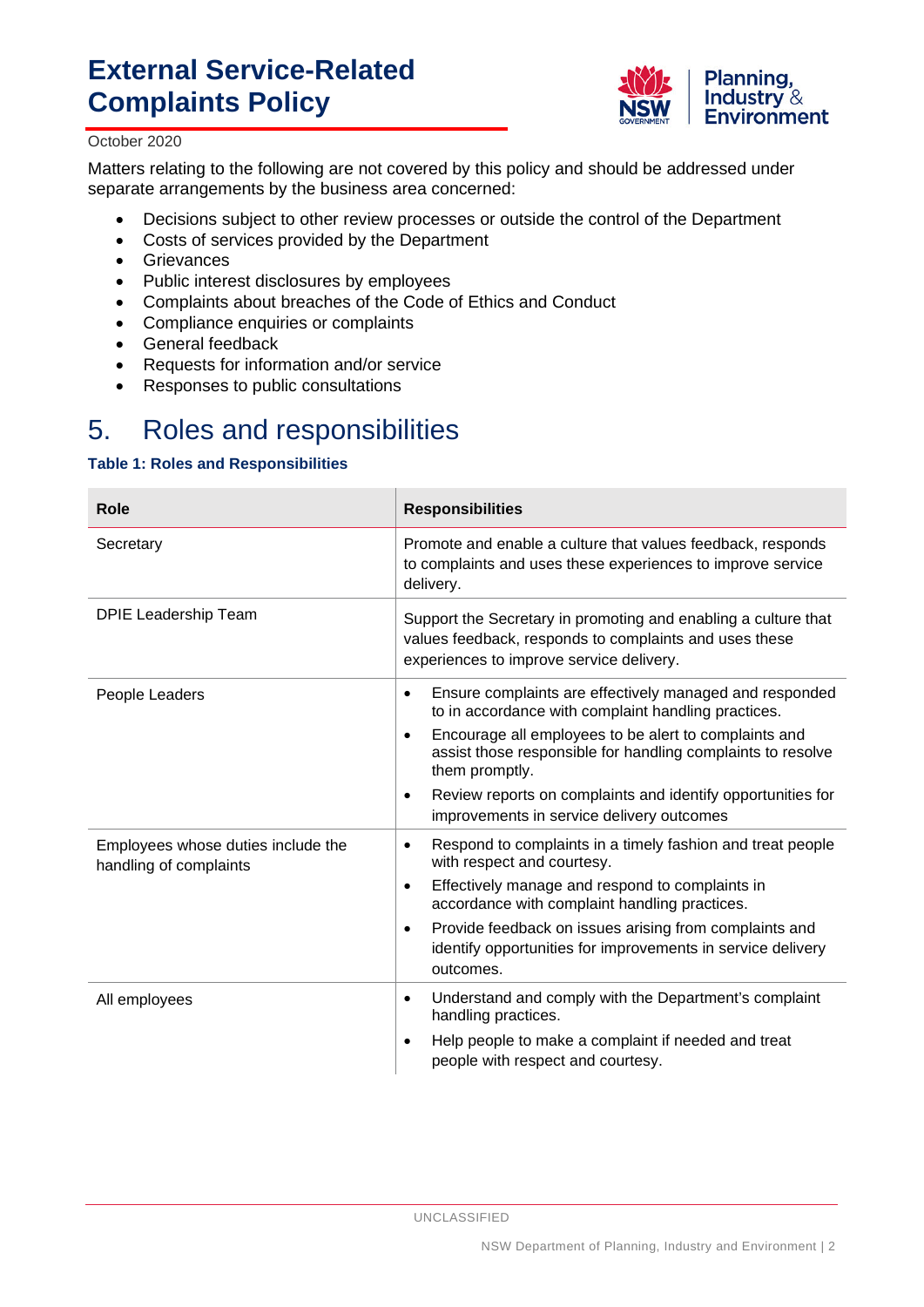Matters relating to the following are not covered by this policy and should be addressed under separate arrangements by the business area concerned:

- Decisions subject to other review processes or outside the control of the Department
- Costs of services provided by the Department
- Grievances
- Public interest disclosures by employees
- Complaints about breaches of the Code of Ethics and Conduct
- Compliance enquiries or complaints
- General feedback
- Requests for information and/or service
- Responses to public consultations

# 5. Roles and responsibilities

**Table 1: Roles and Responsibilities**

| Role | Responsibilities |
|---|---|
| Secretary | Promote and enable a culture that values feedback, responds to complaints and uses these experiences to improve service delivery. |
| DPIE Leadership Team | Support the Secretary in promoting and enabling a culture that values feedback, responds to complaints and uses these experiences to improve service delivery. |
| People Leaders | • Ensure complaints are effectively managed and responded to in accordance with complaint handling practices.<br>• Encourage all employees to be alert to complaints and assist those responsible for handling complaints to resolve them promptly.<br>• Review reports on complaints and identify opportunities for improvements in service delivery outcomes |
| Employees whose duties include the handling of complaints | • Respond to complaints in a timely fashion and treat people with respect and courtesy.<br>• Effectively manage and respond to complaints in accordance with complaint handling practices.<br>• Provide feedback on issues arising from complaints and identify opportunities for improvements in service delivery outcomes. |
| All employees | • Understand and comply with the Department's complaint handling practices.<br>• Help people to make a complaint if needed and treat people with respect and courtesy. |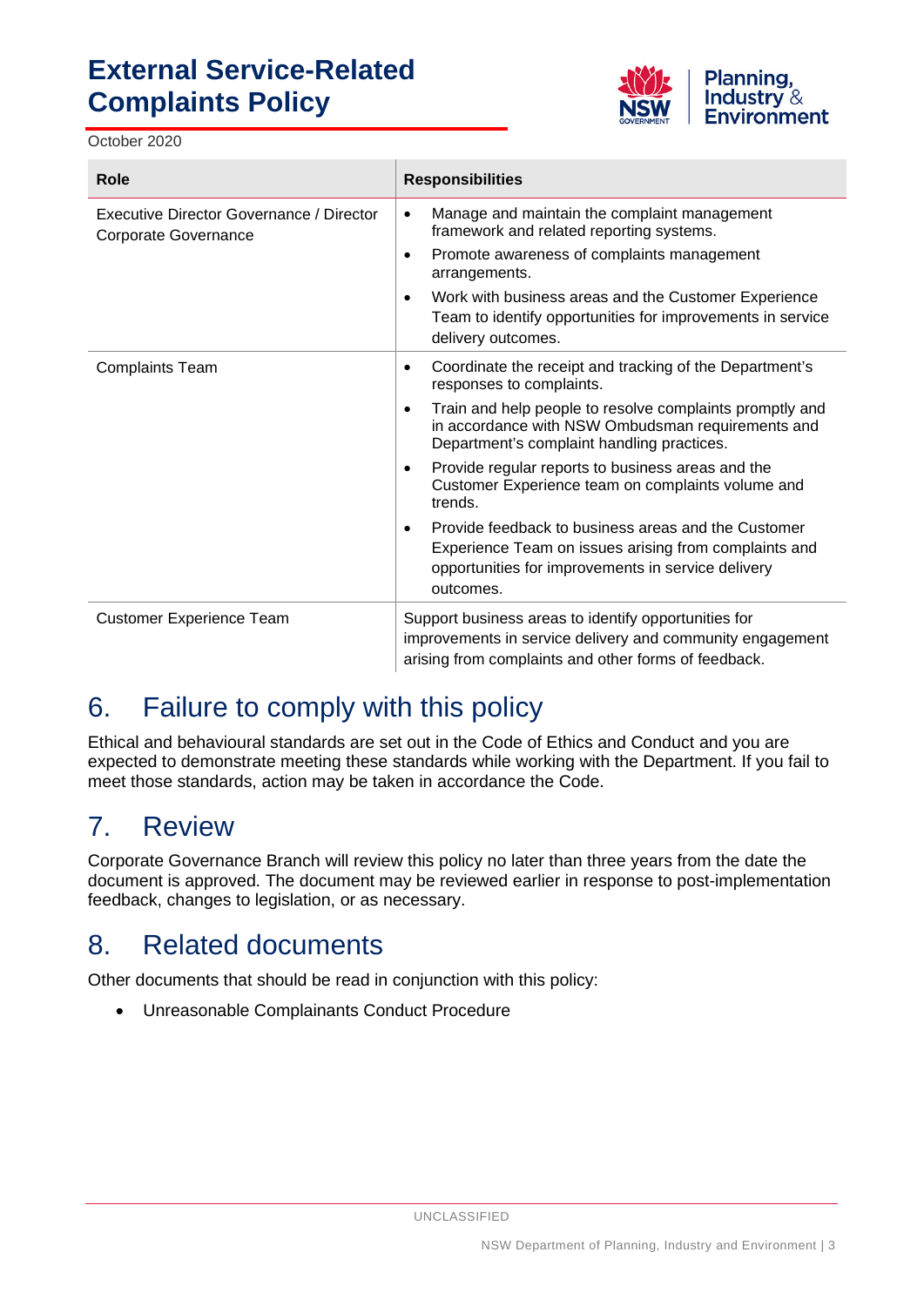| Role | Responsibilities |
|---|---|
| Executive Director Governance / Director Corporate Governance | • Manage and maintain the complaint management framework and related reporting systems.<br>• Promote awareness of complaints management arrangements.<br>• Work with business areas and the Customer Experience Team to identify opportunities for improvements in service delivery outcomes. |
| Complaints Team | • Coordinate the receipt and tracking of the Department's responses to complaints.<br>• Train and help people to resolve complaints promptly and in accordance with NSW Ombudsman requirements and Department's complaint handling practices.<br>• Provide regular reports to business areas and the Customer Experience team on complaints volume and trends.<br>• Provide feedback to business areas and the Customer Experience Team on issues arising from complaints and opportunities for improvements in service delivery outcomes. |
| Customer Experience Team | Support business areas to identify opportunities for improvements in service delivery and community engagement arising from complaints and other forms of feedback. |

## 6. Failure to comply with this policy

Ethical and behavioural standards are set out in the Code of Ethics and Conduct and you are expected to demonstrate meeting these standards while working with the Department. If you fail to meet those standards, action may be taken in accordance the Code.

## 7. Review

Corporate Governance Branch will review this policy no later than three years from the date the document is approved. The document may be reviewed earlier in response to post-implementation feedback, changes to legislation, or as necessary.

## 8. Related documents

Other documents that should be read in conjunction with this policy:

- Unreasonable Complainants Conduct Procedure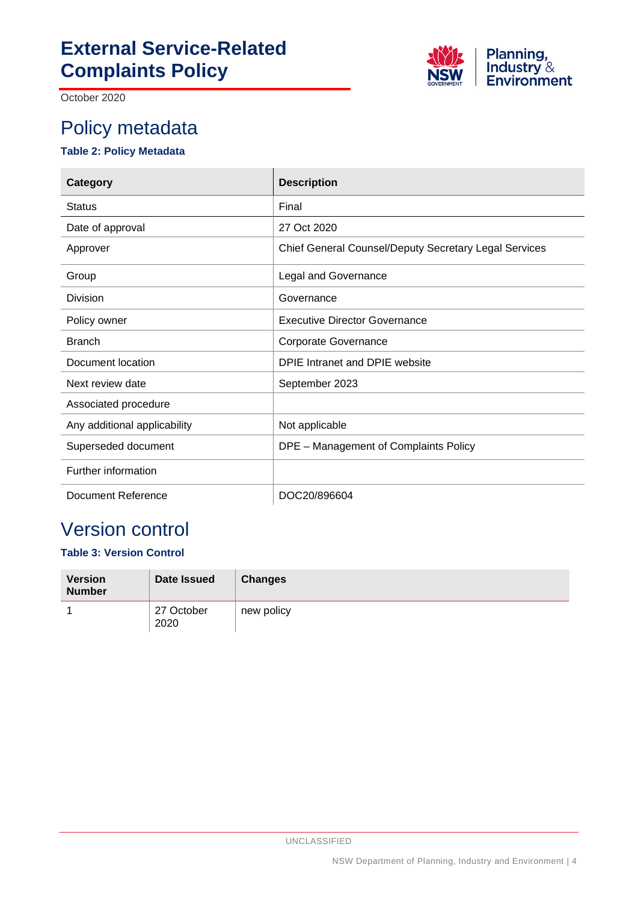# External Service-Related Complaints Policy

October 2020

## Policy metadata

**Table 2: Policy Metadata**

| Category | Description |
|---|---|
| Status | Final |
| Date of approval | 27 Oct 2020 |
| Approver | Chief General Counsel/Deputy Secretary Legal Services |
| Group | Legal and Governance |
| Division | Governance |
| Policy owner | Executive Director Governance |
| Branch | Corporate Governance |
| Document location | DPIE Intranet and DPIE website |
| Next review date | September 2023 |
| Associated procedure | |
| Any additional applicability | Not applicable |
| Superseded document | DPE – Management of Complaints Policy |
| Further information | |
| Document Reference | DOC20/896604 |

## Version control

**Table 3: Version Control**

| Version Number | Date Issued | Changes |
|---|---|---|
| 1 | 27 October 2020 | new policy |

UNCLASSIFIED